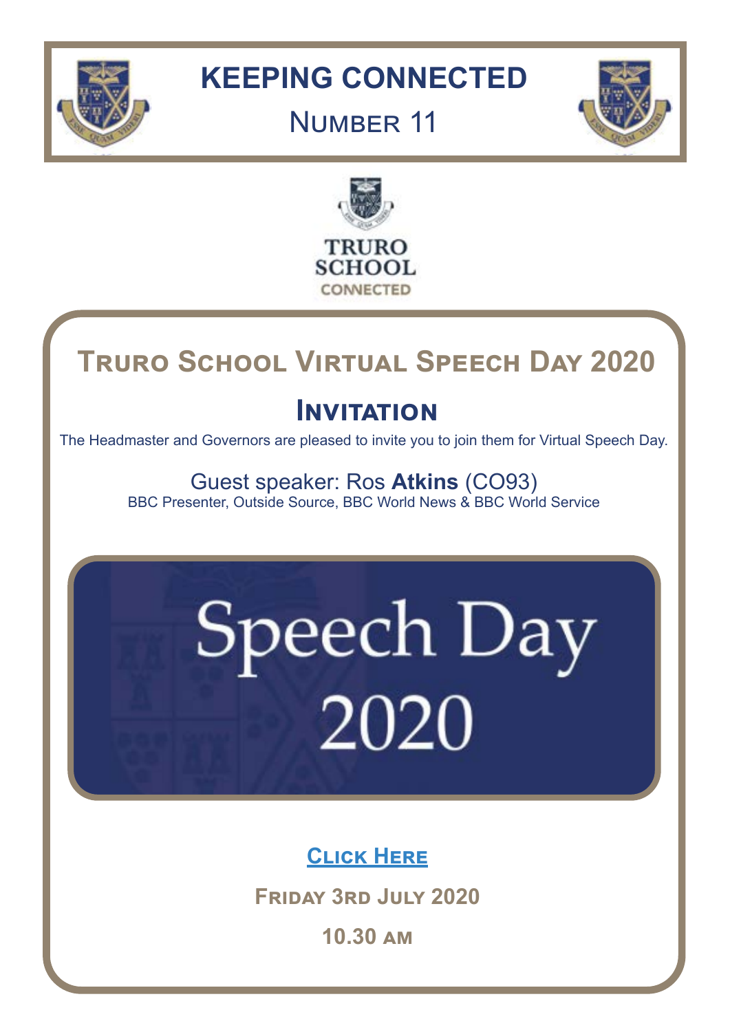# KEEPING CONNECTED

## Number 11

TRURO SCHOOL
CONNECTED

## Truro School Virtual Speech Day 2020

### Invitation

The Headmaster and Governors are pleased to invite you to join them for Virtual Speech Day.

Guest speaker: Ros **Atkins** (CO93)
BBC Presenter, Outside Source, BBC World News & BBC World Service

Speech Day
2020

**Click Here**

**Friday 3rd July 2020**

**10.30 am**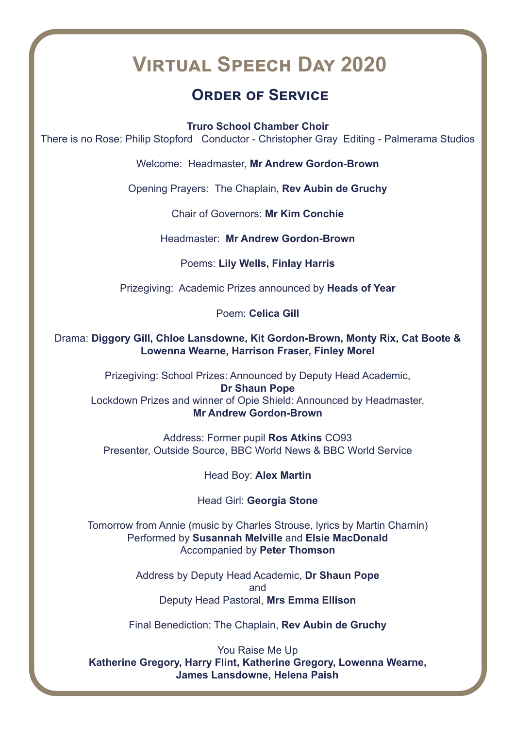# Virtual Speech Day 2020

## Order of Service

**Truro School Chamber Choir**
There is no Rose: Philip Stopford Conductor - Christopher Gray Editing - Palmerama Studios

Welcome: Headmaster, **Mr Andrew Gordon-Brown**

Opening Prayers: The Chaplain, **Rev Aubin de Gruchy**

Chair of Governors: **Mr Kim Conchie**

Headmaster: **Mr Andrew Gordon-Brown**

Poems: **Lily Wells, Finlay Harris**

Prizegiving: Academic Prizes announced by **Heads of Year**

Poem: **Celica Gill**

Drama: **Diggory Gill, Chloe Lansdowne, Kit Gordon-Brown, Monty Rix, Cat Boote & Lowenna Wearne, Harrison Fraser, Finley Morel**

Prizegiving: School Prizes: Announced by Deputy Head Academic,
**Dr Shaun Pope**
Lockdown Prizes and winner of Opie Shield: Announced by Headmaster,
**Mr Andrew Gordon-Brown**

Address: Former pupil **Ros Atkins** CO93
Presenter, Outside Source, BBC World News & BBC World Service

Head Boy: **Alex Martin**

Head Girl: **Georgia Stone**

Tomorrow from Annie (music by Charles Strouse, lyrics by Martin Charnin)
Performed by **Susannah Melville** and **Elsie MacDonald**
Accompanied by **Peter Thomson**

Address by Deputy Head Academic, **Dr Shaun Pope**
and
Deputy Head Pastoral, **Mrs Emma Ellison**

Final Benediction: The Chaplain, **Rev Aubin de Gruchy**

You Raise Me Up
**Katherine Gregory, Harry Flint, Katherine Gregory, Lowenna Wearne, James Lansdowne, Helena Paish**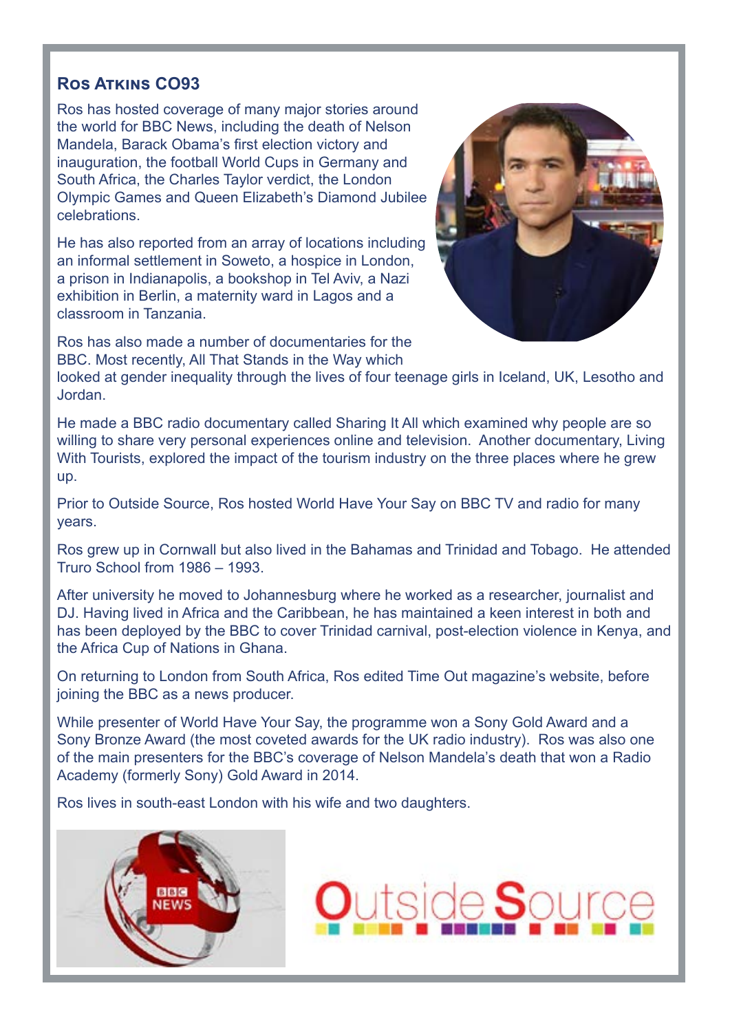## Ros Atkins CO93

Ros has hosted coverage of many major stories around the world for BBC News, including the death of Nelson Mandela, Barack Obama's first election victory and inauguration, the football World Cups in Germany and South Africa, the Charles Taylor verdict, the London Olympic Games and Queen Elizabeth's Diamond Jubilee celebrations.

He has also reported from an array of locations including an informal settlement in Soweto, a hospice in London, a prison in Indianapolis, a bookshop in Tel Aviv, a Nazi exhibition in Berlin, a maternity ward in Lagos and a classroom in Tanzania.

Ros has also made a number of documentaries for the BBC. Most recently, All That Stands in the Way which looked at gender inequality through the lives of four teenage girls in Iceland, UK, Lesotho and Jordan.

He made a BBC radio documentary called Sharing It All which examined why people are so willing to share very personal experiences online and television. Another documentary, Living With Tourists, explored the impact of the tourism industry on the three places where he grew up.

Prior to Outside Source, Ros hosted World Have Your Say on BBC TV and radio for many years.

Ros grew up in Cornwall but also lived in the Bahamas and Trinidad and Tobago. He attended Truro School from 1986 – 1993.

After university he moved to Johannesburg where he worked as a researcher, journalist and DJ. Having lived in Africa and the Caribbean, he has maintained a keen interest in both and has been deployed by the BBC to cover Trinidad carnival, post-election violence in Kenya, and the Africa Cup of Nations in Ghana.

On returning to London from South Africa, Ros edited Time Out magazine's website, before joining the BBC as a news producer.

While presenter of World Have Your Say, the programme won a Sony Gold Award and a Sony Bronze Award (the most coveted awards for the UK radio industry). Ros was also one of the main presenters for the BBC's coverage of Nelson Mandela's death that won a Radio Academy (formerly Sony) Gold Award in 2014.

Ros lives in south-east London with his wife and two daughters.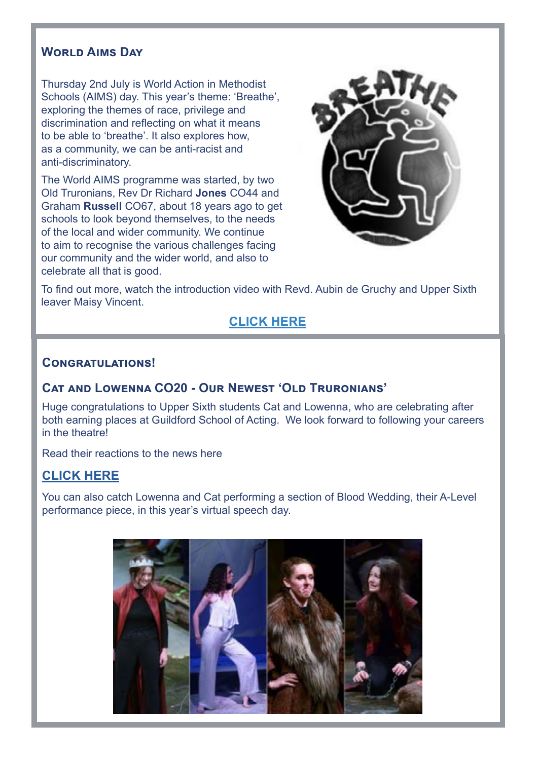## World Aims Day

Thursday 2nd July is World Action in Methodist Schools (AIMS) day. This year's theme: 'Breathe', exploring the themes of race, privilege and discrimination and reflecting on what it means to be able to 'breathe'. It also explores how, as a community, we can be anti-racist and anti-discriminatory.

The World AIMS programme was started, by two Old Truronians, Rev Dr Richard **Jones** CO44 and Graham **Russell** CO67, about 18 years ago to get schools to look beyond themselves, to the needs of the local and wider community. We continue to aim to recognise the various challenges facing our community and the wider world, and also to celebrate all that is good.

To find out more, watch the introduction video with Revd. Aubin de Gruchy and Upper Sixth leaver Maisy Vincent.

**CLICK HERE**

## Congratulations!

### Cat and Lowenna CO20 - Our Newest 'Old Truronians'

Huge congratulations to Upper Sixth students Cat and Lowenna, who are celebrating after both earning places at Guildford School of Acting. We look forward to following your careers in the theatre!

Read their reactions to the news here

**CLICK HERE**

You can also catch Lowenna and Cat performing a section of Blood Wedding, their A-Level performance piece, in this year's virtual speech day.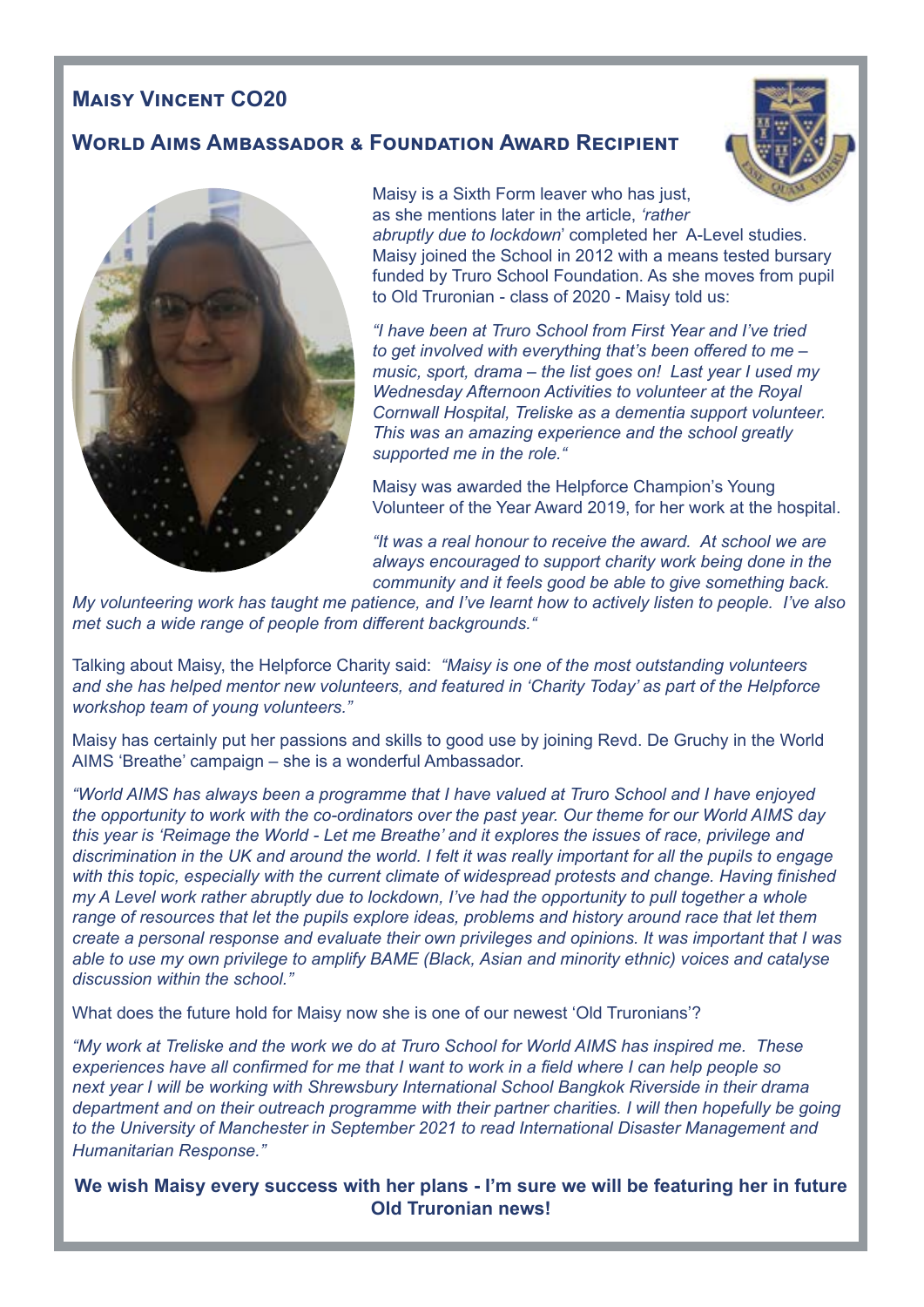## Maisy Vincent CO20

## World Aims Ambassador & Foundation Award Recipient

Maisy is a Sixth Form leaver who has just, as she mentions later in the article, *'rather abruptly due to lockdown*' completed her A-Level studies. Maisy joined the School in 2012 with a means tested bursary funded by Truro School Foundation. As she moves from pupil to Old Truronian - class of 2020 - Maisy told us:

*"I have been at Truro School from First Year and I've tried to get involved with everything that's been offered to me – music, sport, drama – the list goes on! Last year I used my Wednesday Afternoon Activities to volunteer at the Royal Cornwall Hospital, Treliske as a dementia support volunteer. This was an amazing experience and the school greatly supported me in the role."*

Maisy was awarded the Helpforce Champion's Young Volunteer of the Year Award 2019, for her work at the hospital.

*"It was a real honour to receive the award. At school we are always encouraged to support charity work being done in the community and it feels good be able to give something back. My volunteering work has taught me patience, and I've learnt how to actively listen to people. I've also met such a wide range of people from different backgrounds."*

Talking about Maisy, the Helpforce Charity said: *"Maisy is one of the most outstanding volunteers and she has helped mentor new volunteers, and featured in 'Charity Today' as part of the Helpforce workshop team of young volunteers."*

Maisy has certainly put her passions and skills to good use by joining Revd. De Gruchy in the World AIMS 'Breathe' campaign – she is a wonderful Ambassador.

*"World AIMS has always been a programme that I have valued at Truro School and I have enjoyed the opportunity to work with the co-ordinators over the past year. Our theme for our World AIMS day this year is 'Reimage the World - Let me Breathe' and it explores the issues of race, privilege and discrimination in the UK and around the world. I felt it was really important for all the pupils to engage with this topic, especially with the current climate of widespread protests and change. Having finished my A Level work rather abruptly due to lockdown, I've had the opportunity to pull together a whole range of resources that let the pupils explore ideas, problems and history around race that let them create a personal response and evaluate their own privileges and opinions. It was important that I was able to use my own privilege to amplify BAME (Black, Asian and minority ethnic) voices and catalyse discussion within the school."*

What does the future hold for Maisy now she is one of our newest 'Old Truronians'?

*"My work at Treliske and the work we do at Truro School for World AIMS has inspired me. These experiences have all confirmed for me that I want to work in a field where I can help people so next year I will be working with Shrewsbury International School Bangkok Riverside in their drama department and on their outreach programme with their partner charities. I will then hopefully be going to the University of Manchester in September 2021 to read International Disaster Management and Humanitarian Response."*

**We wish Maisy every success with her plans - I'm sure we will be featuring her in future Old Truronian news!**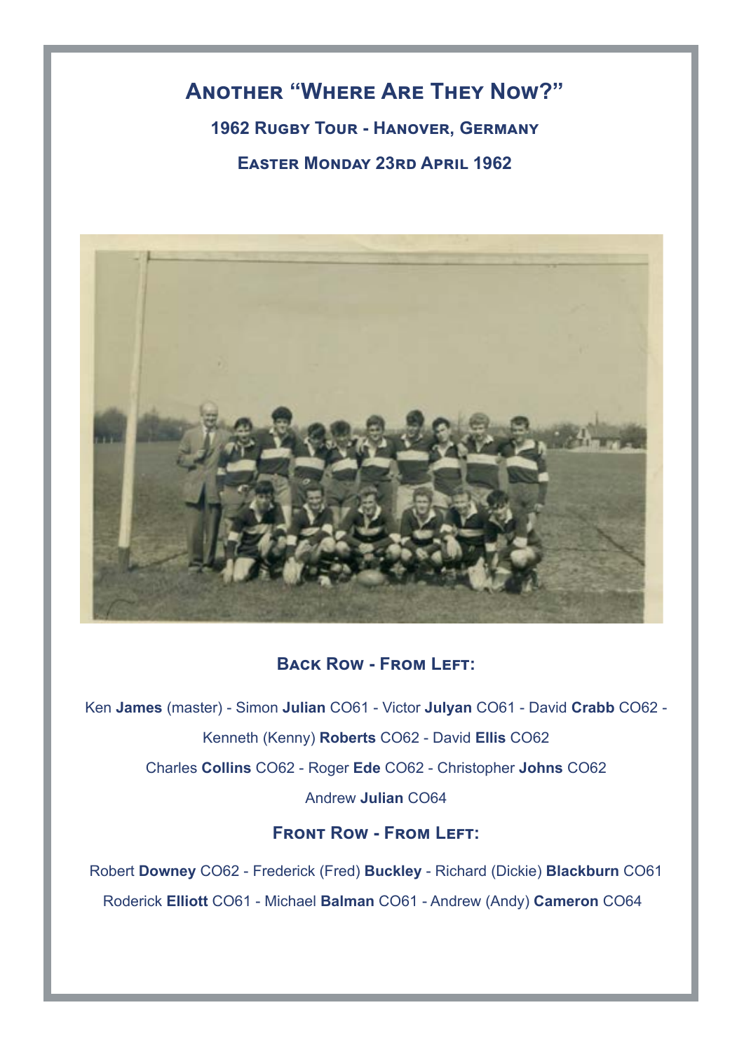# Another "Where Are They Now?"

## 1962 Rugby Tour - Hanover, Germany

## Easter Monday 23rd April 1962

### Back Row - From Left:

Ken **James** (master) - Simon **Julian** CO61 - Victor **Julyan** CO61 - David **Crabb** CO62 - Kenneth (Kenny) **Roberts** CO62 - David **Ellis** CO62
Charles **Collins** CO62 - Roger **Ede** CO62 - Christopher **Johns** CO62
Andrew **Julian** CO64

### Front Row - From Left:

Robert **Downey** CO62 - Frederick (Fred) **Buckley** - Richard (Dickie) **Blackburn** CO61
Roderick **Elliott** CO61 - Michael **Balman** CO61 - Andrew (Andy) **Cameron** CO64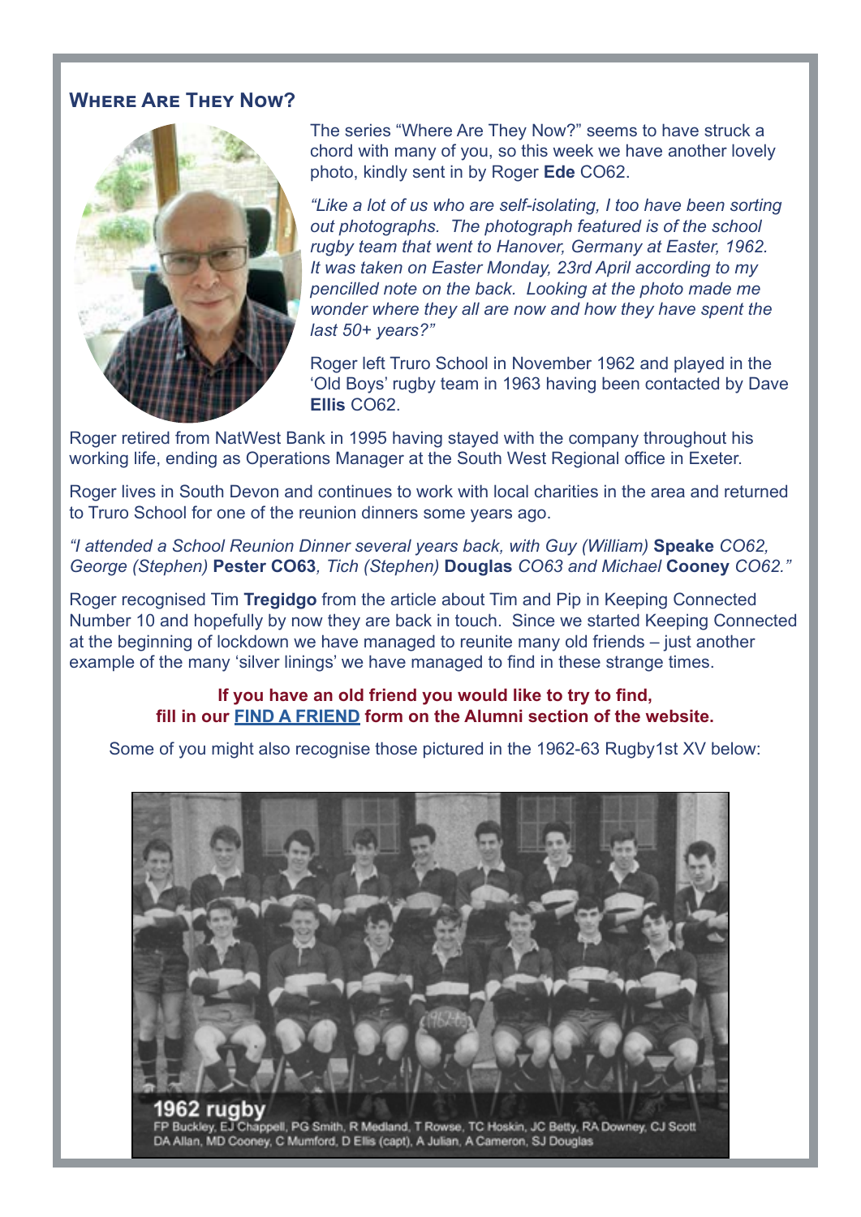## Where Are They Now?

The series "Where Are They Now?" seems to have struck a chord with many of you, so this week we have another lovely photo, kindly sent in by Roger **Ede** CO62.

*"Like a lot of us who are self-isolating, I too have been sorting out photographs. The photograph featured is of the school rugby team that went to Hanover, Germany at Easter, 1962. It was taken on Easter Monday, 23rd April according to my pencilled note on the back. Looking at the photo made me wonder where they all are now and how they have spent the last 50+ years?"*

Roger left Truro School in November 1962 and played in the 'Old Boys' rugby team in 1963 having been contacted by Dave **Ellis** CO62.

Roger retired from NatWest Bank in 1995 having stayed with the company throughout his working life, ending as Operations Manager at the South West Regional office in Exeter.

Roger lives in South Devon and continues to work with local charities in the area and returned to Truro School for one of the reunion dinners some years ago.

*"I attended a School Reunion Dinner several years back, with Guy (William)* ***Speake*** *CO62, George (Stephen)* **Pester CO63***, Tich (Stephen)* **Douglas** *CO63 and Michael* **Cooney** *CO62."*

Roger recognised Tim **Tregidgo** from the article about Tim and Pip in Keeping Connected Number 10 and hopefully by now they are back in touch. Since we started Keeping Connected at the beginning of lockdown we have managed to reunite many old friends – just another example of the many 'silver linings' we have managed to find in these strange times.

**If you have an old friend you would like to try to find, fill in our FIND A FRIEND form on the Alumni section of the website.**

Some of you might also recognise those pictured in the 1962-63 Rugby1st XV below:

**1962 rugby**
FP Buckley, EJ Chappell, PG Smith, R Medland, T Rowse, TC Hoskin, JC Betty, RA Downey, CJ Scott
DA Allan, MD Cooney, C Mumford, D Ellis (capt), A Julian, A Cameron, SJ Douglas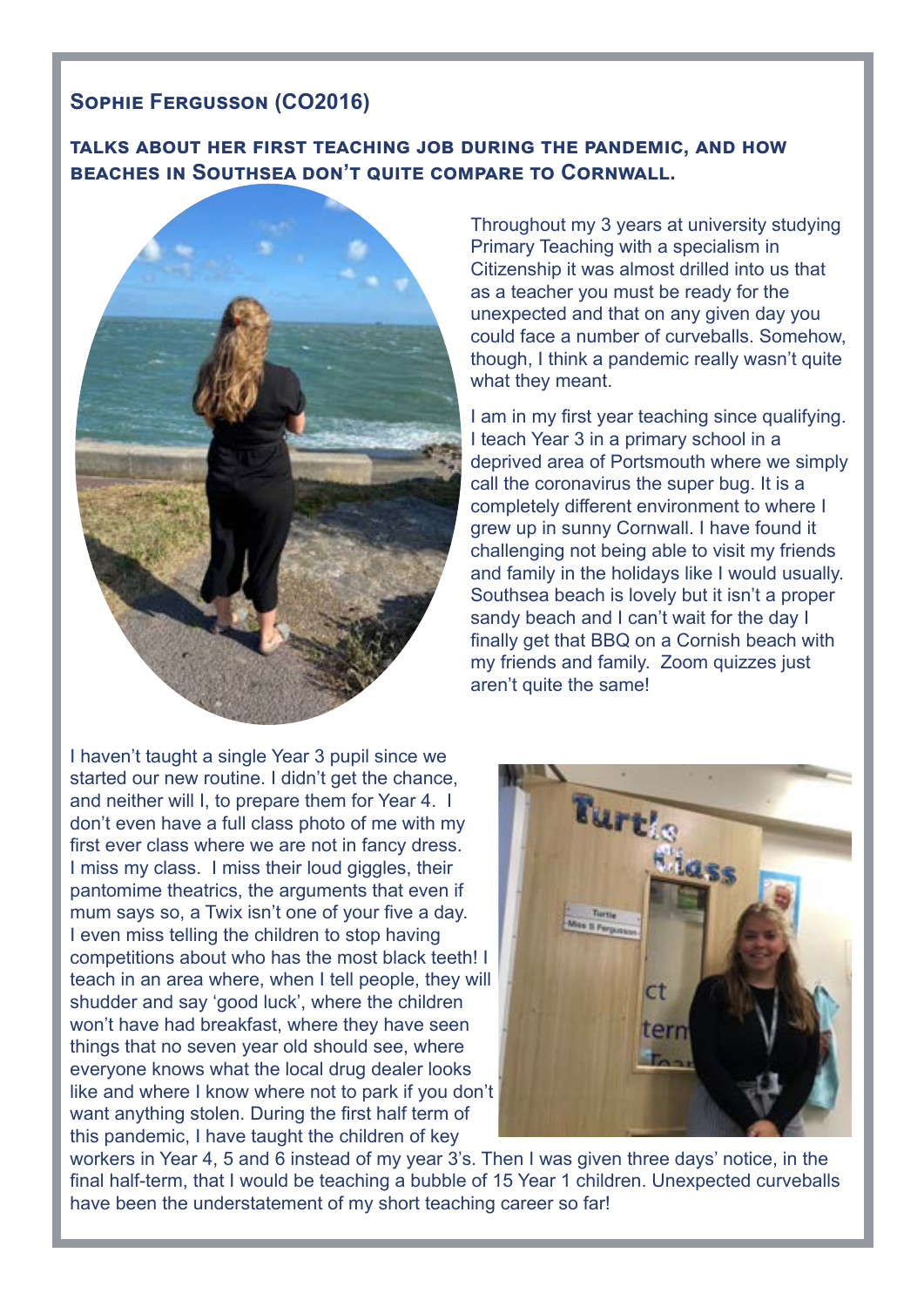## Sophie Fergusson (CO2016)

### talks about her first teaching job during the pandemic, and how beaches in Southsea don't quite compare to Cornwall.

Throughout my 3 years at university studying Primary Teaching with a specialism in Citizenship it was almost drilled into us that as a teacher you must be ready for the unexpected and that on any given day you could face a number of curveballs. Somehow, though, I think a pandemic really wasn't quite what they meant.

I am in my first year teaching since qualifying. I teach Year 3 in a primary school in a deprived area of Portsmouth where we simply call the coronavirus the super bug. It is a completely different environment to where I grew up in sunny Cornwall. I have found it challenging not being able to visit my friends and family in the holidays like I would usually. Southsea beach is lovely but it isn't a proper sandy beach and I can't wait for the day I finally get that BBQ on a Cornish beach with my friends and family. Zoom quizzes just aren't quite the same!

I haven't taught a single Year 3 pupil since we started our new routine. I didn't get the chance, and neither will I, to prepare them for Year 4. I don't even have a full class photo of me with my first ever class where we are not in fancy dress. I miss my class. I miss their loud giggles, their pantomime theatrics, the arguments that even if mum says so, a Twix isn't one of your five a day. I even miss telling the children to stop having competitions about who has the most black teeth! I teach in an area where, when I tell people, they will shudder and say 'good luck', where the children won't have had breakfast, where they have seen things that no seven year old should see, where everyone knows what the local drug dealer looks like and where I know where not to park if you don't want anything stolen. During the first half term of this pandemic, I have taught the children of key workers in Year 4, 5 and 6 instead of my year 3's. Then I was given three days' notice, in the final half-term, that I would be teaching a bubble of 15 Year 1 children. Unexpected curveballs have been the understatement of my short teaching career so far!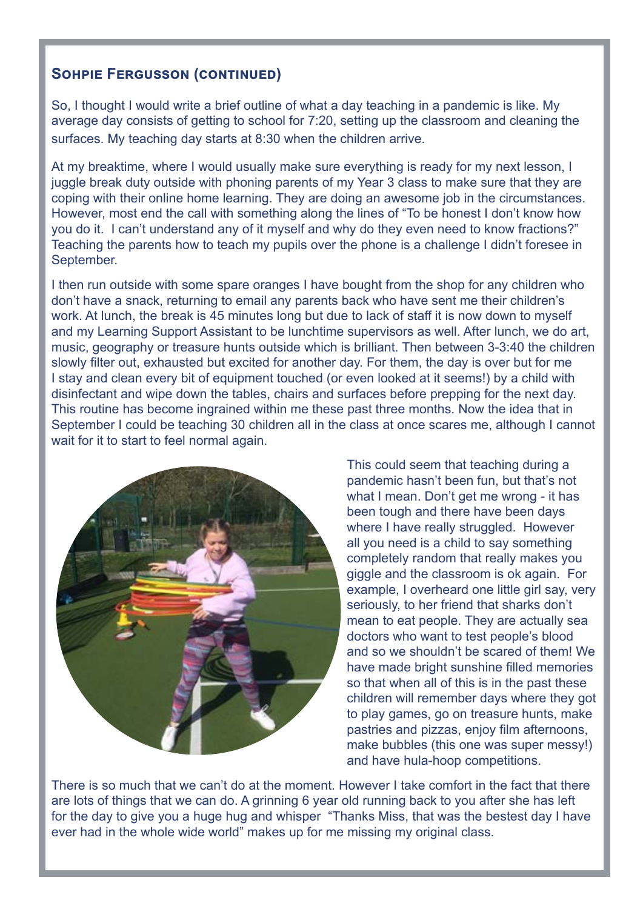## Sohpie Fergusson (continued)

So, I thought I would write a brief outline of what a day teaching in a pandemic is like. My average day consists of getting to school for 7:20, setting up the classroom and cleaning the surfaces. My teaching day starts at 8:30 when the children arrive.

At my breaktime, where I would usually make sure everything is ready for my next lesson, I juggle break duty outside with phoning parents of my Year 3 class to make sure that they are coping with their online home learning. They are doing an awesome job in the circumstances. However, most end the call with something along the lines of "To be honest I don't know how you do it. I can't understand any of it myself and why do they even need to know fractions?" Teaching the parents how to teach my pupils over the phone is a challenge I didn't foresee in September.

I then run outside with some spare oranges I have bought from the shop for any children who don't have a snack, returning to email any parents back who have sent me their children's work. At lunch, the break is 45 minutes long but due to lack of staff it is now down to myself and my Learning Support Assistant to be lunchtime supervisors as well. After lunch, we do art, music, geography or treasure hunts outside which is brilliant. Then between 3-3:40 the children slowly filter out, exhausted but excited for another day. For them, the day is over but for me I stay and clean every bit of equipment touched (or even looked at it seems!) by a child with disinfectant and wipe down the tables, chairs and surfaces before prepping for the next day. This routine has become ingrained within me these past three months. Now the idea that in September I could be teaching 30 children all in the class at once scares me, although I cannot wait for it to start to feel normal again.

This could seem that teaching during a pandemic hasn't been fun, but that's not what I mean. Don't get me wrong - it has been tough and there have been days where I have really struggled. However all you need is a child to say something completely random that really makes you giggle and the classroom is ok again. For example, I overheard one little girl say, very seriously, to her friend that sharks don't mean to eat people. They are actually sea doctors who want to test people's blood and so we shouldn't be scared of them! We have made bright sunshine filled memories so that when all of this is in the past these children will remember days where they got to play games, go on treasure hunts, make pastries and pizzas, enjoy film afternoons, make bubbles (this one was super messy!) and have hula-hoop competitions.

There is so much that we can't do at the moment. However I take comfort in the fact that there are lots of things that we can do. A grinning 6 year old running back to you after she has left for the day to give you a huge hug and whisper "Thanks Miss, that was the bestest day I have ever had in the whole wide world" makes up for me missing my original class.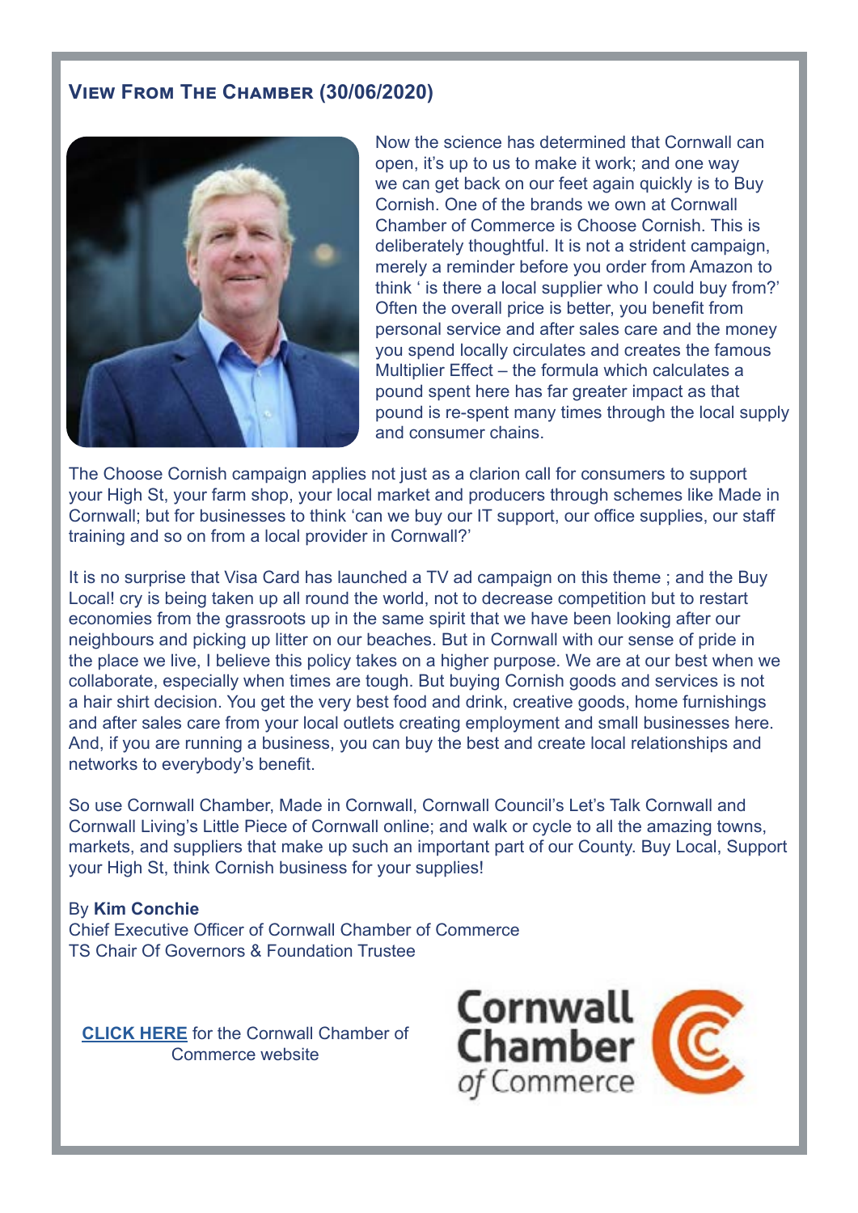## View From The Chamber (30/06/2020)

Now the science has determined that Cornwall can open, it's up to us to make it work; and one way we can get back on our feet again quickly is to Buy Cornish. One of the brands we own at Cornwall Chamber of Commerce is Choose Cornish. This is deliberately thoughtful. It is not a strident campaign, merely a reminder before you order from Amazon to think ' is there a local supplier who I could buy from?' Often the overall price is better, you benefit from personal service and after sales care and the money you spend locally circulates and creates the famous Multiplier Effect – the formula which calculates a pound spent here has far greater impact as that pound is re-spent many times through the local supply and consumer chains.

The Choose Cornish campaign applies not just as a clarion call for consumers to support your High St, your farm shop, your local market and producers through schemes like Made in Cornwall; but for businesses to think 'can we buy our IT support, our office supplies, our staff training and so on from a local provider in Cornwall?'

It is no surprise that Visa Card has launched a TV ad campaign on this theme ; and the Buy Local! cry is being taken up all round the world, not to decrease competition but to restart economies from the grassroots up in the same spirit that we have been looking after our neighbours and picking up litter on our beaches. But in Cornwall with our sense of pride in the place we live, I believe this policy takes on a higher purpose. We are at our best when we collaborate, especially when times are tough. But buying Cornish goods and services is not a hair shirt decision. You get the very best food and drink, creative goods, home furnishings and after sales care from your local outlets creating employment and small businesses here. And, if you are running a business, you can buy the best and create local relationships and networks to everybody's benefit.

So use Cornwall Chamber, Made in Cornwall, Cornwall Council's Let's Talk Cornwall and Cornwall Living's Little Piece of Cornwall online; and walk or cycle to all the amazing towns, markets, and suppliers that make up such an important part of our County. Buy Local, Support your High St, think Cornish business for your supplies!

By **Kim Conchie**
Chief Executive Officer of Cornwall Chamber of Commerce
TS Chair Of Governors & Foundation Trustee

**CLICK HERE** for the Cornwall Chamber of Commerce website

Cornwall Chamber *of* Commerce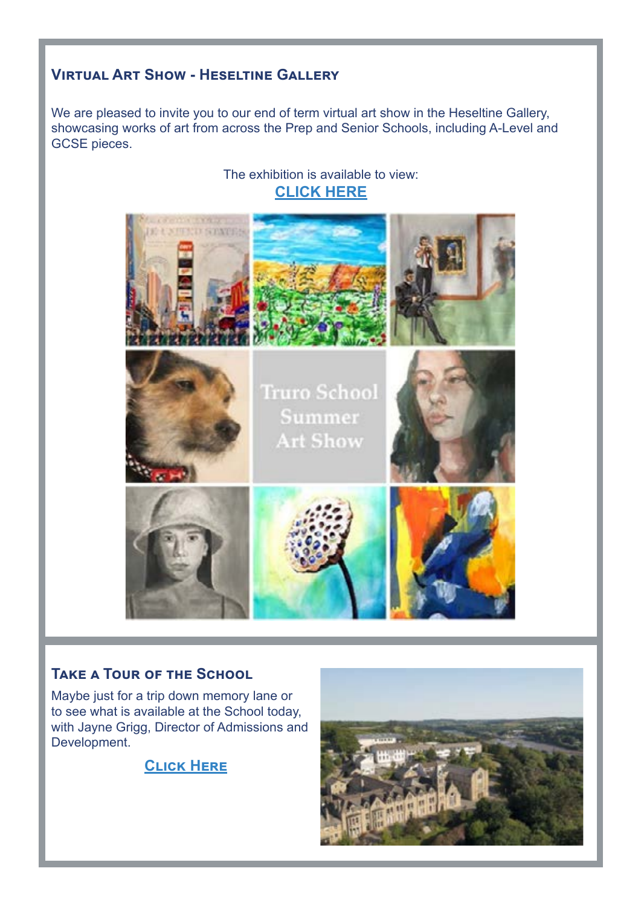## Virtual Art Show - Heseltine Gallery

We are pleased to invite you to our end of term virtual art show in the Heseltine Gallery, showcasing works of art from across the Prep and Senior Schools, including A-Level and GCSE pieces.

The exhibition is available to view:
**CLICK HERE**

Truro School Summer Art Show

## Take a Tour of the School

Maybe just for a trip down memory lane or to see what is available at the School today, with Jayne Grigg, Director of Admissions and Development.

**Click Here**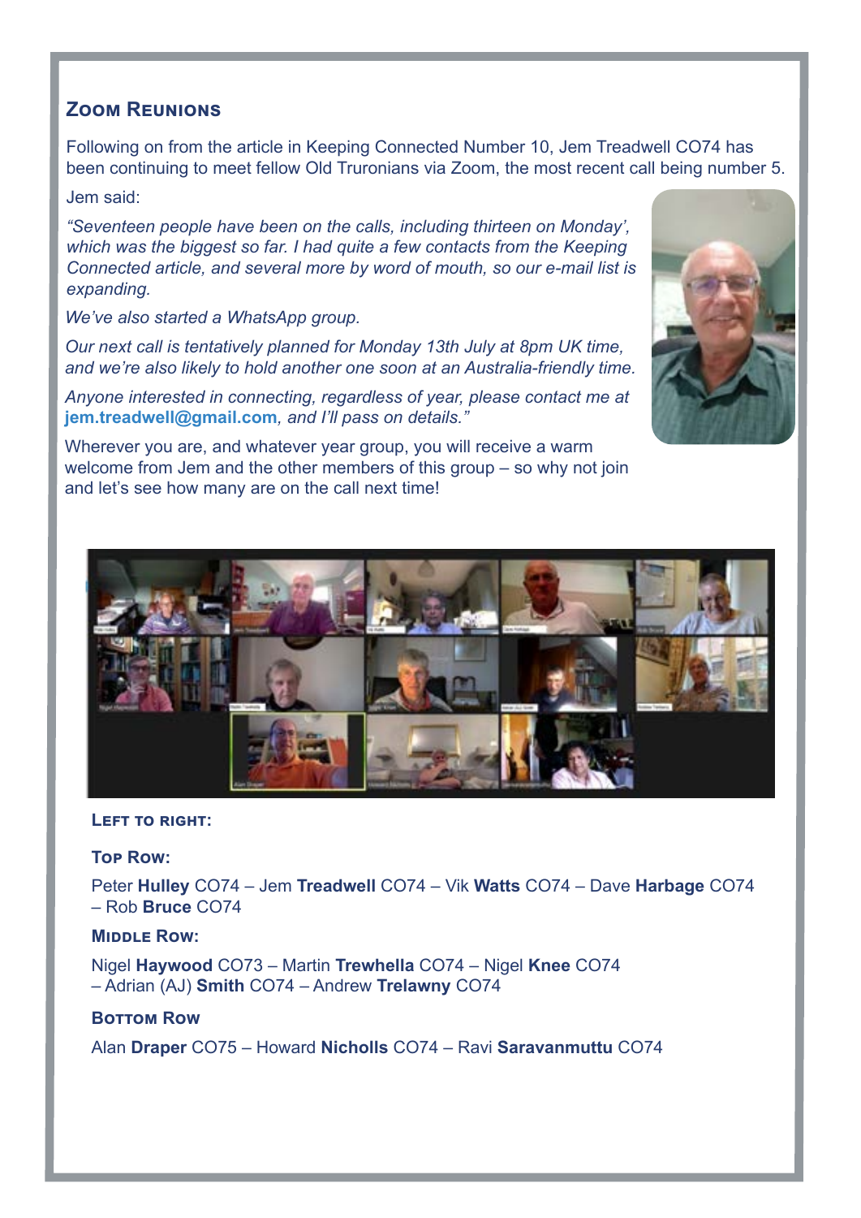## Zoom Reunions

Following on from the article in Keeping Connected Number 10, Jem Treadwell CO74 has been continuing to meet fellow Old Truronians via Zoom, the most recent call being number 5.

Jem said:

*"Seventeen people have been on the calls, including thirteen on Monday', which was the biggest so far. I had quite a few contacts from the Keeping Connected article, and several more by word of mouth, so our e-mail list is expanding.*

*We've also started a WhatsApp group.*

*Our next call is tentatively planned for Monday 13th July at 8pm UK time, and we're also likely to hold another one soon at an Australia-friendly time.*

*Anyone interested in connecting, regardless of year, please contact me at* **jem.treadwell@gmail.com***, and I'll pass on details."*

Wherever you are, and whatever year group, you will receive a warm welcome from Jem and the other members of this group – so why not join and let's see how many are on the call next time!

**Left to right:**

**Top Row:**

Peter **Hulley** CO74 – Jem **Treadwell** CO74 – Vik **Watts** CO74 – Dave **Harbage** CO74 – Rob **Bruce** CO74

**Middle Row:**

Nigel **Haywood** CO73 – Martin **Trewhella** CO74 – Nigel **Knee** CO74 – Adrian (AJ) **Smith** CO74 – Andrew **Trelawny** CO74

**Bottom Row**

Alan **Draper** CO75 – Howard **Nicholls** CO74 – Ravi **Saravanmuttu** CO74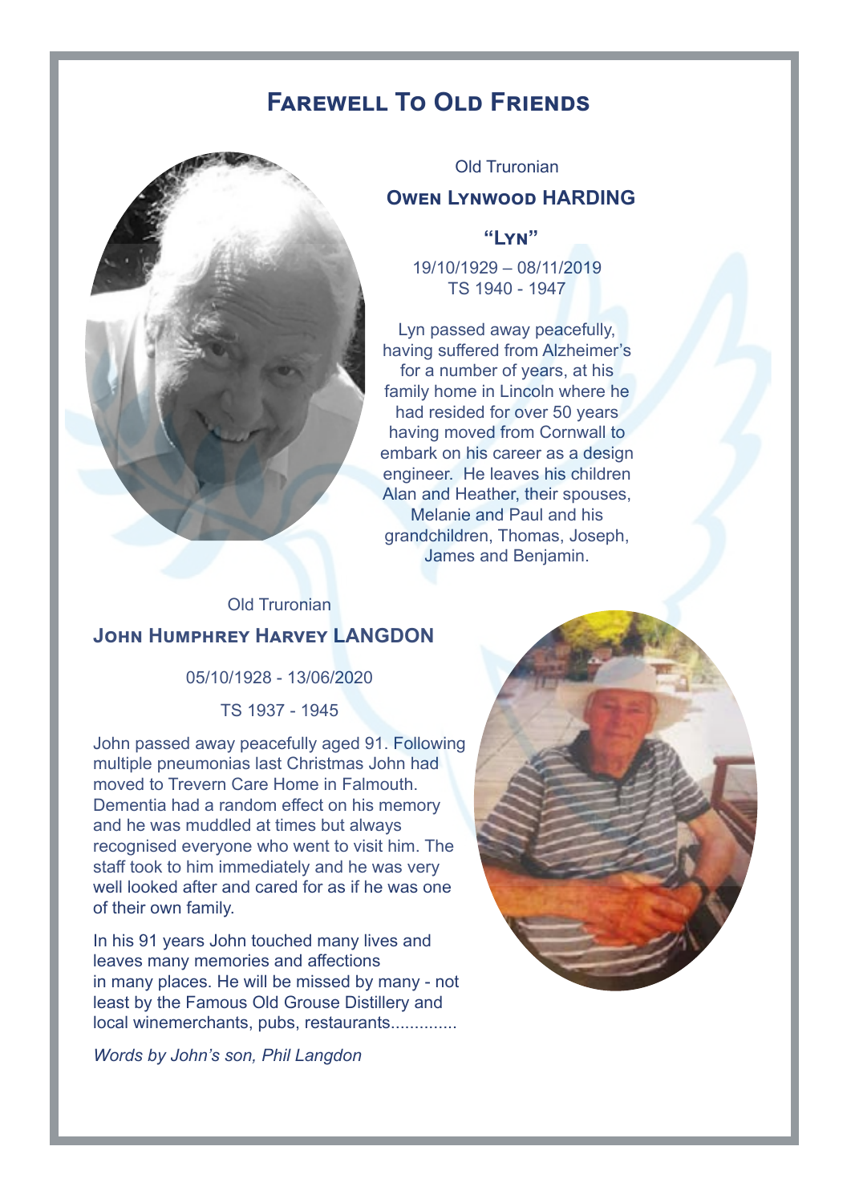# Farewell To Old Friends

Old Truronian

## Owen Lynwood HARDING

**"Lyn"**

19/10/1929 – 08/11/2019
TS 1940 - 1947

Lyn passed away peacefully, having suffered from Alzheimer's for a number of years, at his family home in Lincoln where he had resided for over 50 years having moved from Cornwall to embark on his career as a design engineer. He leaves his children Alan and Heather, their spouses, Melanie and Paul and his grandchildren, Thomas, Joseph, James and Benjamin.

Old Truronian

## John Humphrey Harvey LANGDON

05/10/1928 - 13/06/2020

TS 1937 - 1945

John passed away peacefully aged 91. Following multiple pneumonias last Christmas John had moved to Trevern Care Home in Falmouth. Dementia had a random effect on his memory and he was muddled at times but always recognised everyone who went to visit him. The staff took to him immediately and he was very well looked after and cared for as if he was one of their own family.

In his 91 years John touched many lives and leaves many memories and affections in many places. He will be missed by many - not least by the Famous Old Grouse Distillery and local winemerchants, pubs, restaurants..............

*Words by John's son, Phil Langdon*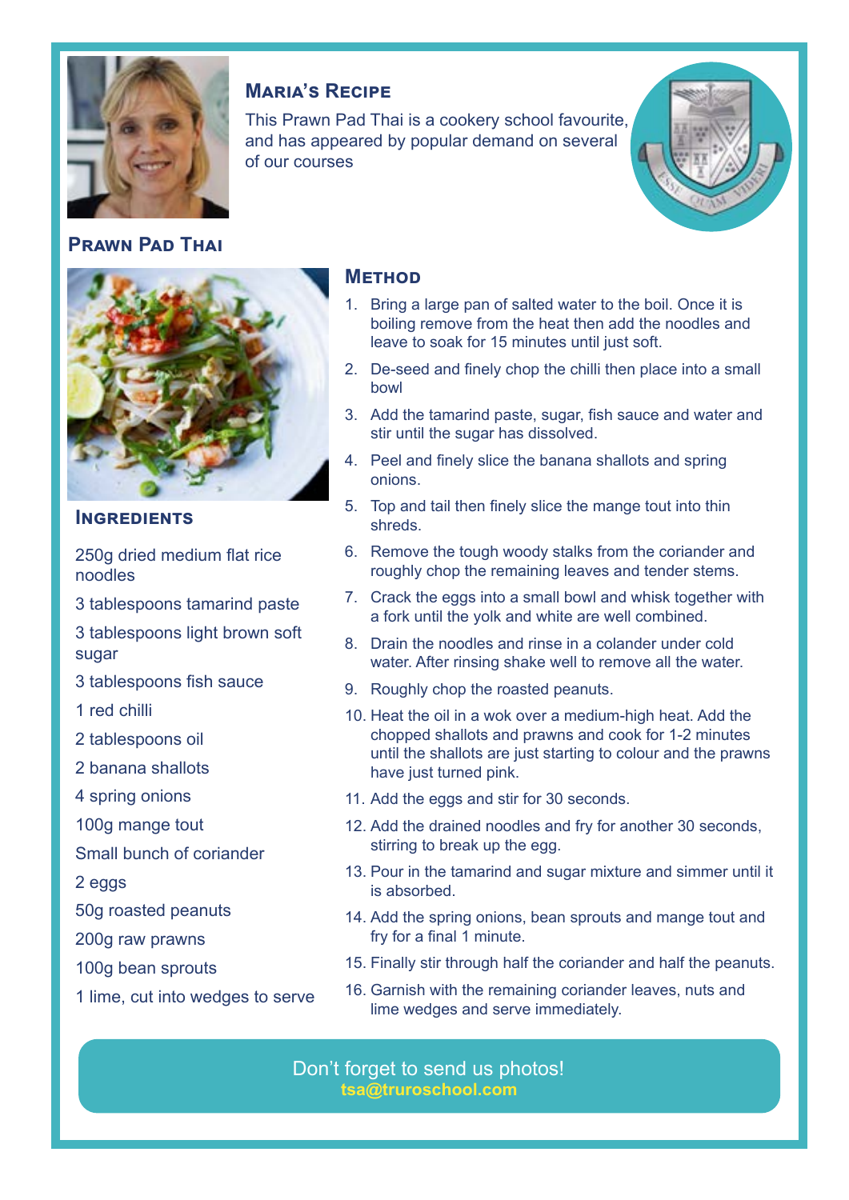## Maria's Recipe

This Prawn Pad Thai is a cookery school favourite, and has appeared by popular demand on several of our courses

# Prawn Pad Thai

## Ingredients

250g dried medium flat rice noodles

3 tablespoons tamarind paste

3 tablespoons light brown soft sugar

3 tablespoons fish sauce

1 red chilli

2 tablespoons oil

2 banana shallots

4 spring onions

100g mange tout

Small bunch of coriander

2 eggs

50g roasted peanuts

200g raw prawns

100g bean sprouts

1 lime, cut into wedges to serve

## Method

1. Bring a large pan of salted water to the boil. Once it is boiling remove from the heat then add the noodles and leave to soak for 15 minutes until just soft.
2. De-seed and finely chop the chilli then place into a small bowl
3. Add the tamarind paste, sugar, fish sauce and water and stir until the sugar has dissolved.
4. Peel and finely slice the banana shallots and spring onions.
5. Top and tail then finely slice the mange tout into thin shreds.
6. Remove the tough woody stalks from the coriander and roughly chop the remaining leaves and tender stems.
7. Crack the eggs into a small bowl and whisk together with a fork until the yolk and white are well combined.
8. Drain the noodles and rinse in a colander under cold water. After rinsing shake well to remove all the water.
9. Roughly chop the roasted peanuts.
10. Heat the oil in a wok over a medium-high heat. Add the chopped shallots and prawns and cook for 1-2 minutes until the shallots are just starting to colour and the prawns have just turned pink.
11. Add the eggs and stir for 30 seconds.
12. Add the drained noodles and fry for another 30 seconds, stirring to break up the egg.
13. Pour in the tamarind and sugar mixture and simmer until it is absorbed.
14. Add the spring onions, bean sprouts and mange tout and fry for a final 1 minute.
15. Finally stir through half the coriander and half the peanuts.
16. Garnish with the remaining coriander leaves, nuts and lime wedges and serve immediately.

Don't forget to send us photos!
**tsa@truroschool.com**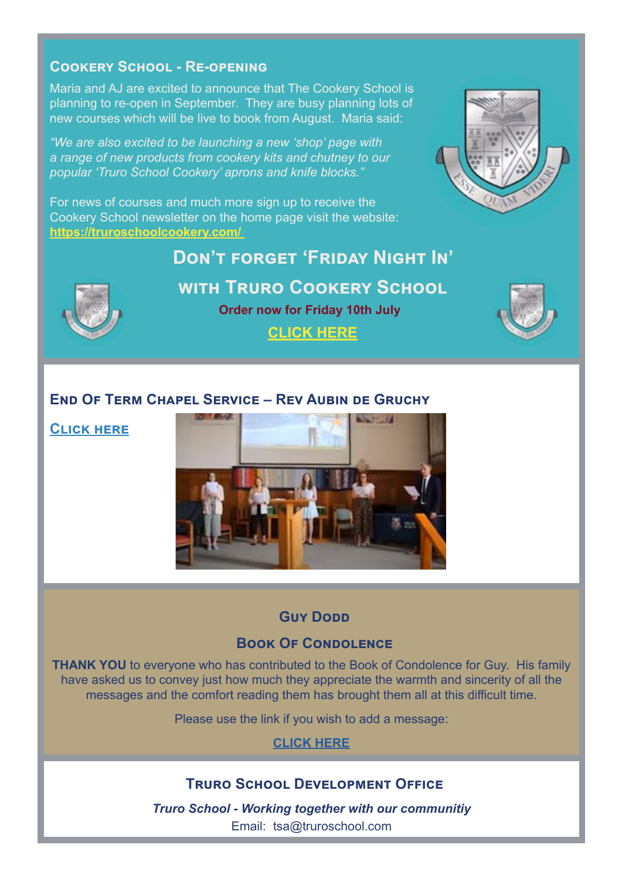## Cookery School - Re-opening

Maria and AJ are excited to announce that The Cookery School is planning to re-open in September. They are busy planning lots of new courses which will be live to book from August. Maria said:

*"We are also excited to be launching a new 'shop' page with a range of new products from cookery kits and chutney to our popular 'Truro School Cookery' aprons and knife blocks."*

For news of courses and much more sign up to receive the Cookery School newsletter on the home page visit the website: **https://truroschoolcookery.com/**

## Don't forget 'Friday Night In' with Truro Cookery School

**Order now for Friday 10th July**

**CLICK HERE**

## End Of Term Chapel Service – Rev Aubin de Gruchy

**Click here**

## Guy Dodd

## Book Of Condolence

**THANK YOU** to everyone who has contributed to the Book of Condolence for Guy. His family have asked us to convey just how much they appreciate the warmth and sincerity of all the messages and the comfort reading them has brought them all at this difficult time.

Please use the link if you wish to add a message:

**CLICK HERE**

## Truro School Development Office

***Truro School - Working together with our communitiy***

Email: tsa@truroschool.com